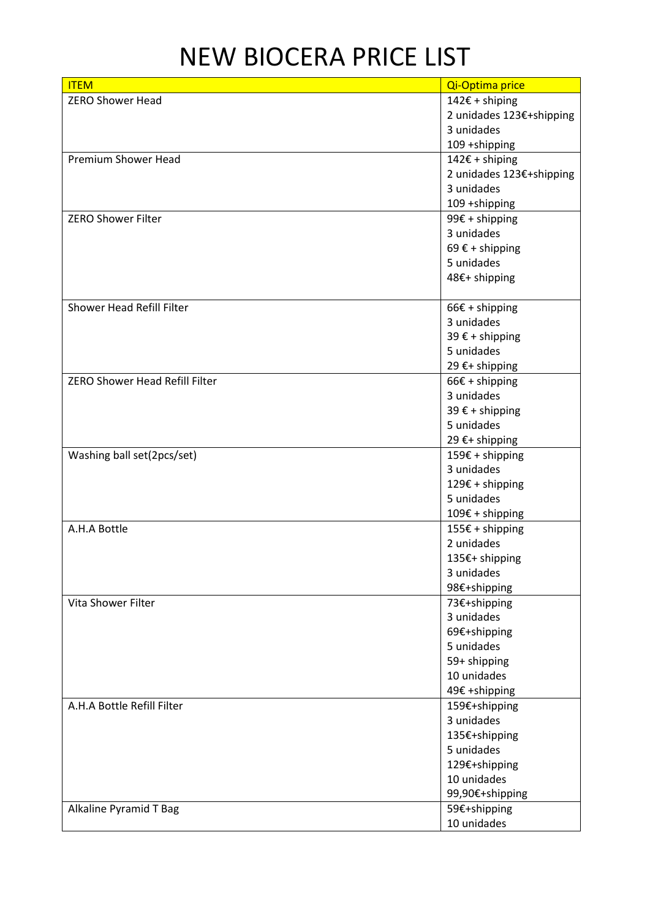# NEW BIOCERA PRICE LIST

| ITEM | Qi-Optima price |
|---|---|
| ZERO Shower Head | 142€ + shiping<br>2 unidades 123€+shipping<br>3 unidades<br>109 +shipping |
| Premium Shower Head | 142€ + shiping<br>2 unidades 123€+shipping<br>3 unidades<br>109 +shipping |
| ZERO Shower Filter | 99€ + shipping<br>3 unidades<br>69 € + shipping<br>5 unidades<br>48€+ shipping |
| Shower Head Refill Filter | 66€ + shipping<br>3 unidades<br>39 € + shipping<br>5 unidades<br>29 €+ shipping |
| ZERO Shower Head Refill Filter | 66€ + shipping<br>3 unidades<br>39 € + shipping<br>5 unidades<br>29 €+ shipping |
| Washing ball set(2pcs/set) | 159€ + shipping<br>3 unidades<br>129€ + shipping<br>5 unidades<br>109€ + shipping |
| A.H.A Bottle | 155€ + shipping<br>2 unidades<br>135€+ shipping<br>3 unidades<br>98€+shipping |
| Vita Shower Filter | 73€+shipping<br>3 unidades<br>69€+shipping<br>5 unidades<br>59+ shipping<br>10 unidades<br>49€ +shipping |
| A.H.A Bottle Refill Filter | 159€+shipping<br>3 unidades<br>135€+shipping<br>5 unidades<br>129€+shipping<br>10 unidades<br>99,90€+shipping |
| Alkaline Pyramid T Bag | 59€+shipping<br>10 unidades |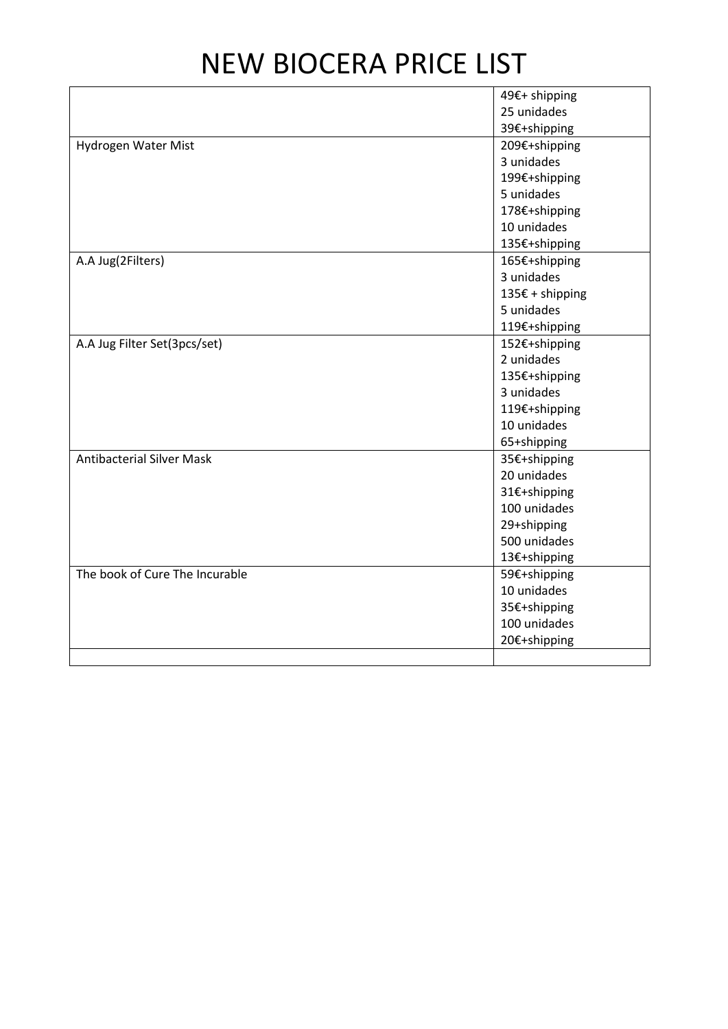# NEW BIOCERA PRICE LIST

| | |
|---|---|
| | 49€+ shipping<br>25 unidades<br>39€+shipping |
| Hydrogen Water Mist | 209€+shipping<br>3 unidades<br>199€+shipping<br>5 unidades<br>178€+shipping<br>10 unidades<br>135€+shipping |
| A.A Jug(2Filters) | 165€+shipping<br>3 unidades<br>135€ + shipping<br>5 unidades<br>119€+shipping |
| A.A Jug Filter Set(3pcs/set) | 152€+shipping<br>2 unidades<br>135€+shipping<br>3 unidades<br>119€+shipping<br>10 unidades<br>65+shipping |
| Antibacterial Silver Mask | 35€+shipping<br>20 unidades<br>31€+shipping<br>100 unidades<br>29+shipping<br>500 unidades<br>13€+shipping |
| The book of Cure The Incurable | 59€+shipping<br>10 unidades<br>35€+shipping<br>100 unidades<br>20€+shipping |
| | |